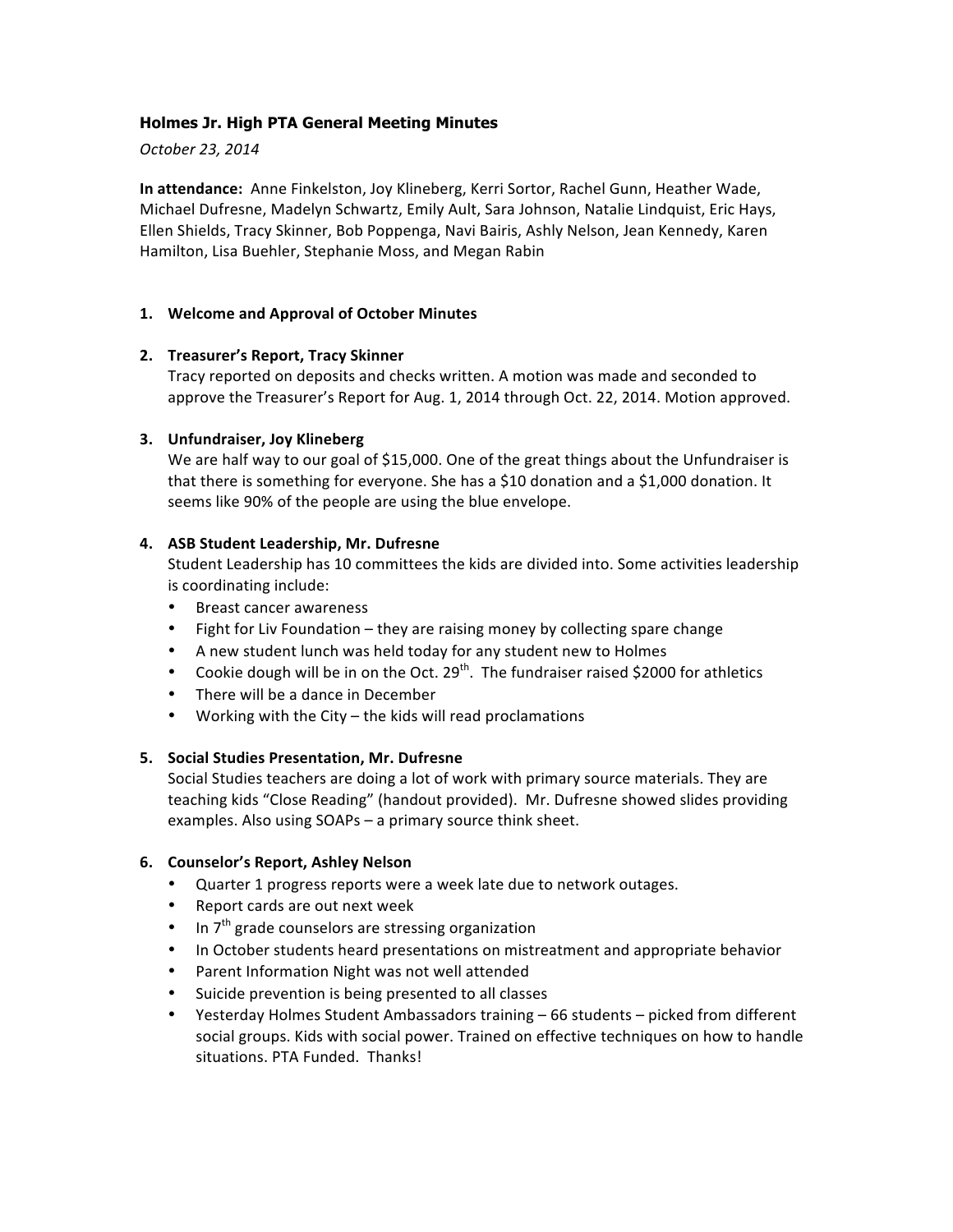## Holmes Jr. High PTA General Meeting Minutes

*October 23, 2014*

**In attendance:** Anne Finkelston, Joy Klineberg, Kerri Sortor, Rachel Gunn, Heather Wade, Michael Dufresne, Madelyn Schwartz, Emily Ault, Sara Johnson, Natalie Lindquist, Eric Hays, Ellen Shields, Tracy Skinner, Bob Poppenga, Navi Bairis, Ashly Nelson, Jean Kennedy, Karen Hamilton, Lisa Buehler, Stephanie Moss, and Megan Rabin

1. **Welcome and Approval of October Minutes**

2. **Treasurer's Report, Tracy Skinner**
   Tracy reported on deposits and checks written. A motion was made and seconded to approve the Treasurer's Report for Aug. 1, 2014 through Oct. 22, 2014. Motion approved.

3. **Unfundraiser, Joy Klineberg**
   We are half way to our goal of $15,000. One of the great things about the Unfundraiser is that there is something for everyone. She has a $10 donation and a $1,000 donation. It seems like 90% of the people are using the blue envelope.

4. **ASB Student Leadership, Mr. Dufresne**
   Student Leadership has 10 committees the kids are divided into. Some activities leadership is coordinating include:
   - Breast cancer awareness
   - Fight for Liv Foundation – they are raising money by collecting spare change
   - A new student lunch was held today for any student new to Holmes
   - Cookie dough will be in on the Oct. 29th. The fundraiser raised $2000 for athletics
   - There will be a dance in December
   - Working with the City – the kids will read proclamations

5. **Social Studies Presentation, Mr. Dufresne**
   Social Studies teachers are doing a lot of work with primary source materials. They are teaching kids "Close Reading" (handout provided). Mr. Dufresne showed slides providing examples. Also using SOAPs – a primary source think sheet.

6. **Counselor's Report, Ashley Nelson**
   - Quarter 1 progress reports were a week late due to network outages.
   - Report cards are out next week
   - In 7th grade counselors are stressing organization
   - In October students heard presentations on mistreatment and appropriate behavior
   - Parent Information Night was not well attended
   - Suicide prevention is being presented to all classes
   - Yesterday Holmes Student Ambassadors training – 66 students – picked from different social groups. Kids with social power. Trained on effective techniques on how to handle situations. PTA Funded. Thanks!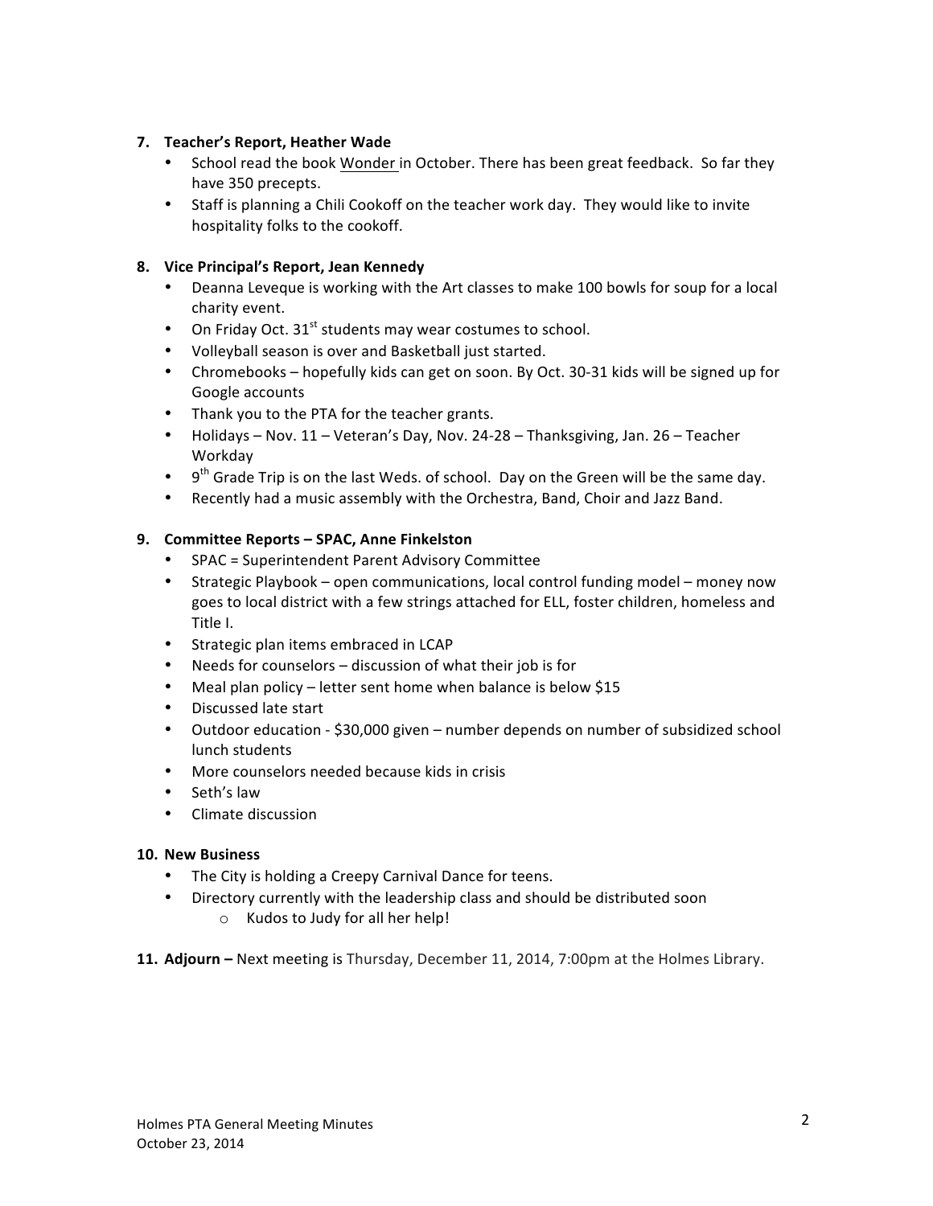**7. Teacher's Report, Heather Wade**

- School read the book Wonder in October. There has been great feedback. So far they have 350 precepts.
- Staff is planning a Chili Cookoff on the teacher work day. They would like to invite hospitality folks to the cookoff.

**8. Vice Principal's Report, Jean Kennedy**

- Deanna Leveque is working with the Art classes to make 100 bowls for soup for a local charity event.
- On Friday Oct. 31st students may wear costumes to school.
- Volleyball season is over and Basketball just started.
- Chromebooks – hopefully kids can get on soon. By Oct. 30-31 kids will be signed up for Google accounts
- Thank you to the PTA for the teacher grants.
- Holidays – Nov. 11 – Veteran's Day, Nov. 24-28 – Thanksgiving, Jan. 26 – Teacher Workday
- 9th Grade Trip is on the last Weds. of school. Day on the Green will be the same day.
- Recently had a music assembly with the Orchestra, Band, Choir and Jazz Band.

**9. Committee Reports – SPAC, Anne Finkelston**

- SPAC = Superintendent Parent Advisory Committee
- Strategic Playbook – open communications, local control funding model – money now goes to local district with a few strings attached for ELL, foster children, homeless and Title I.
- Strategic plan items embraced in LCAP
- Needs for counselors – discussion of what their job is for
- Meal plan policy – letter sent home when balance is below $15
- Discussed late start
- Outdoor education - $30,000 given – number depends on number of subsidized school lunch students
- More counselors needed because kids in crisis
- Seth's law
- Climate discussion

**10. New Business**

- The City is holding a Creepy Carnival Dance for teens.
- Directory currently with the leadership class and should be distributed soon
  - Kudos to Judy for all her help!

**11. Adjourn –** Next meeting is Thursday, December 11, 2014, 7:00pm at the Holmes Library.